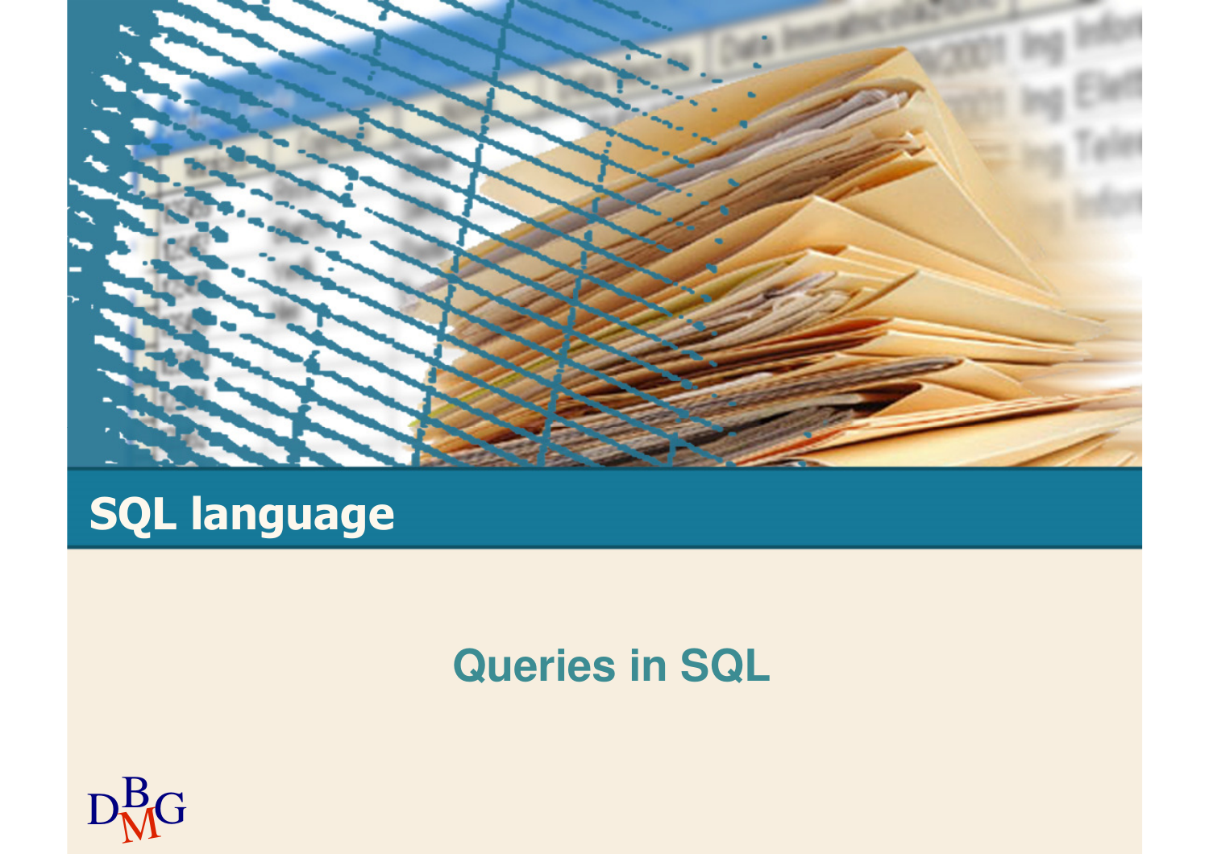# SQL language

## Queries in SQL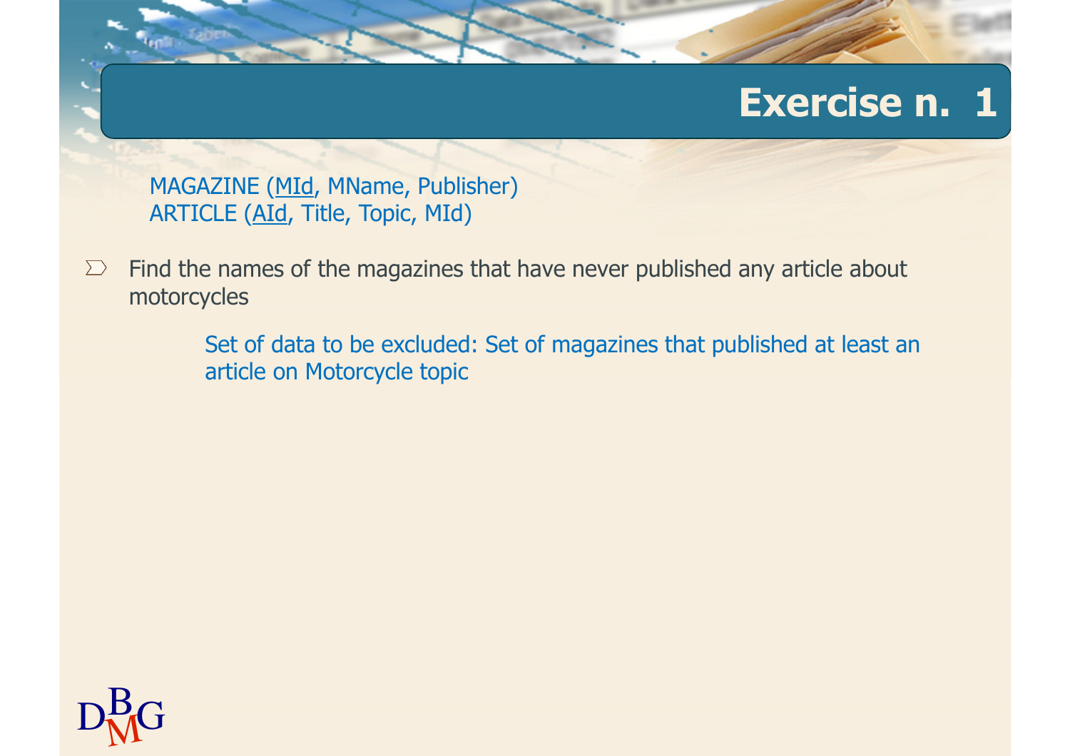# Exercise n. 1

MAGAZINE (<u>MId</u>, MName, Publisher)
ARTICLE (<u>AId</u>, Title, Topic, MId)

- Find the names of the magazines that have never published any article about motorcycles

  Set of data to be excluded: Set of magazines that published at least an article on Motorcycle topic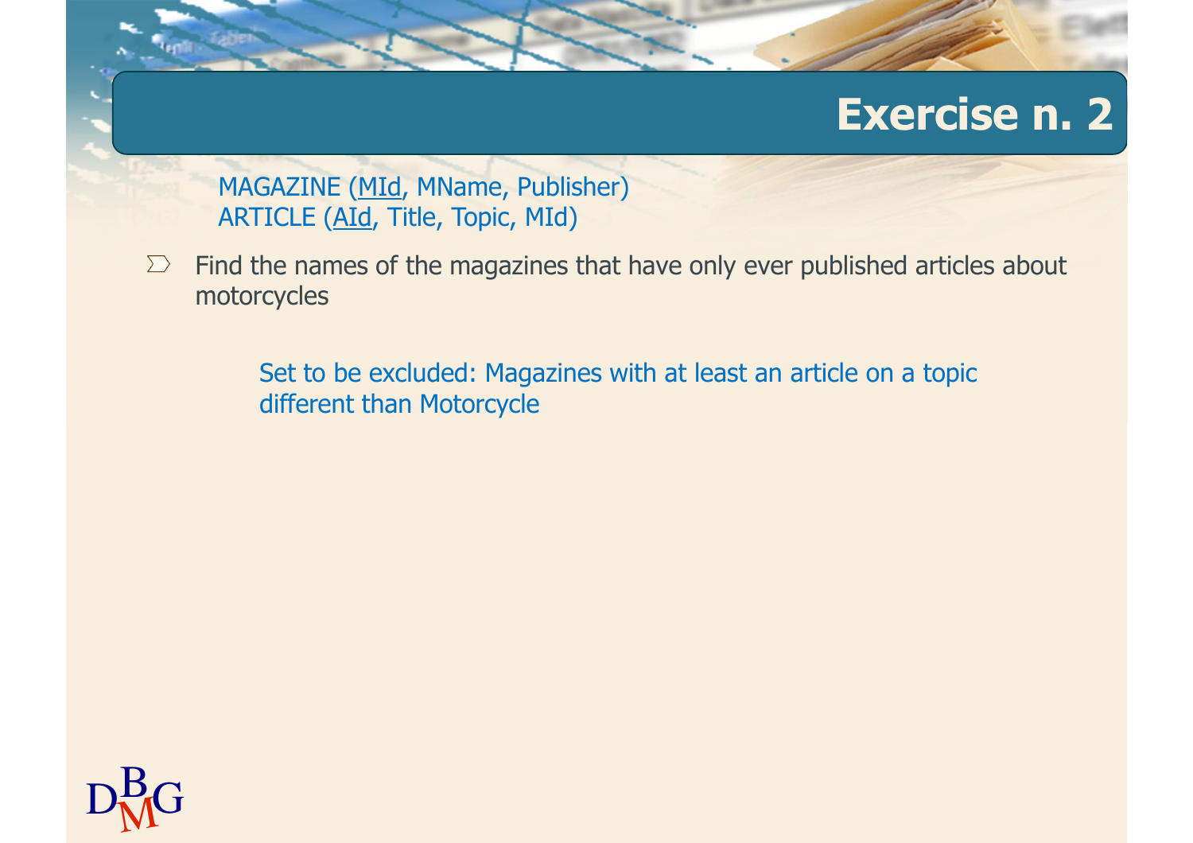# Exercise n. 2

MAGAZINE (<u>MId</u>, MName, Publisher)
ARTICLE (<u>AId</u>, Title, Topic, MId)

- Find the names of the magazines that have only ever published articles about motorcycles

  Set to be excluded: Magazines with at least an article on a topic different than Motorcycle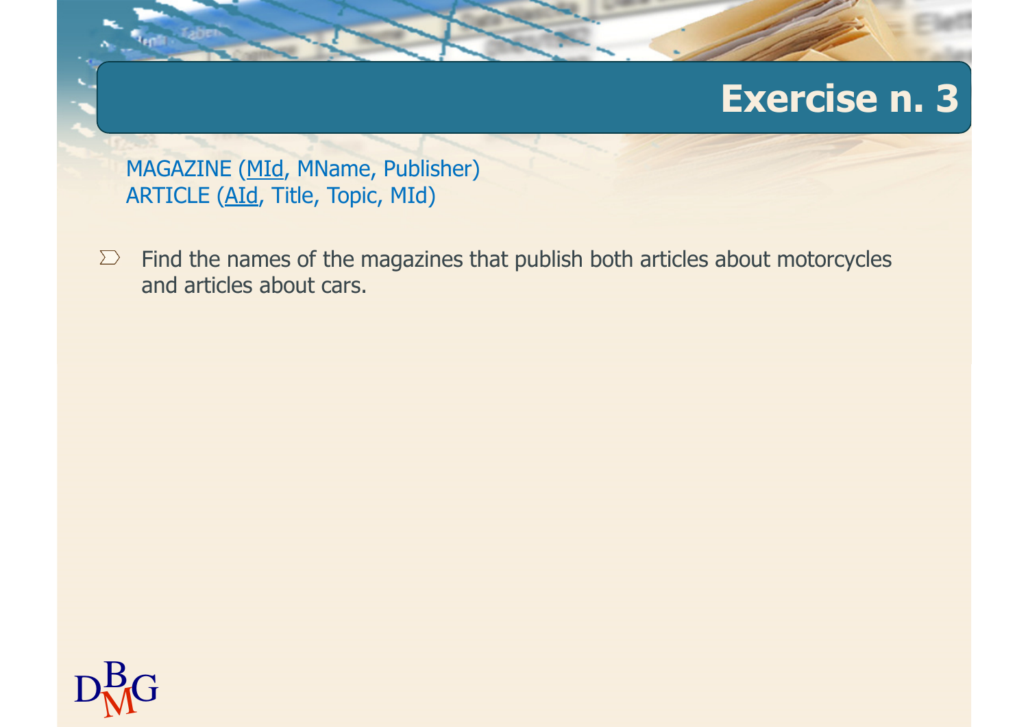# Exercise n. 3

MAGAZINE (<u>MId</u>, MName, Publisher)
ARTICLE (<u>AId</u>, Title, Topic, MId)

- Find the names of the magazines that publish both articles about motorcycles and articles about cars.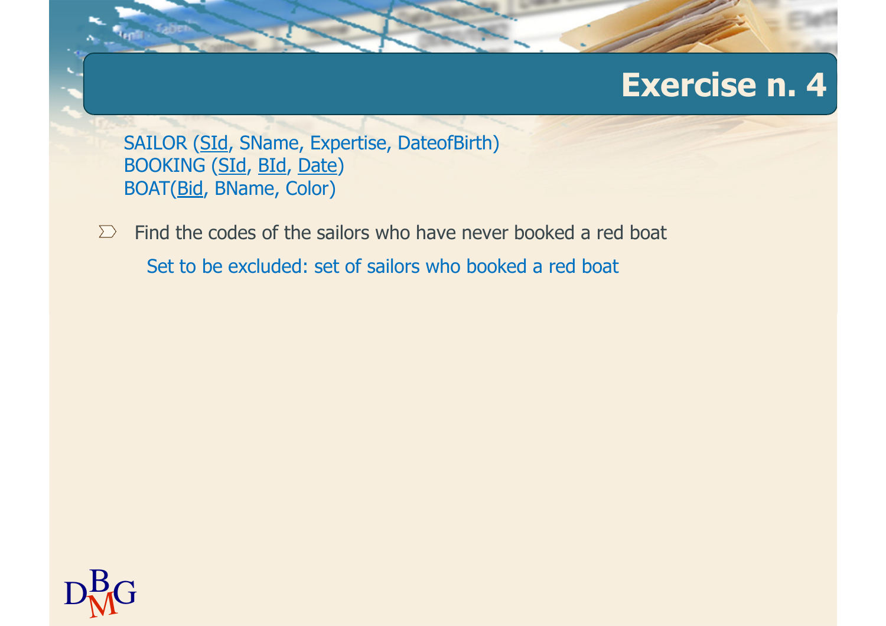# Exercise n. 4

SAILOR (SId, SName, Expertise, DateofBirth)
BOOKING (SId, BId, Date)
BOAT(Bid, BName, Color)

- Find the codes of the sailors who have never booked a red boat

  Set to be excluded: set of sailors who booked a red boat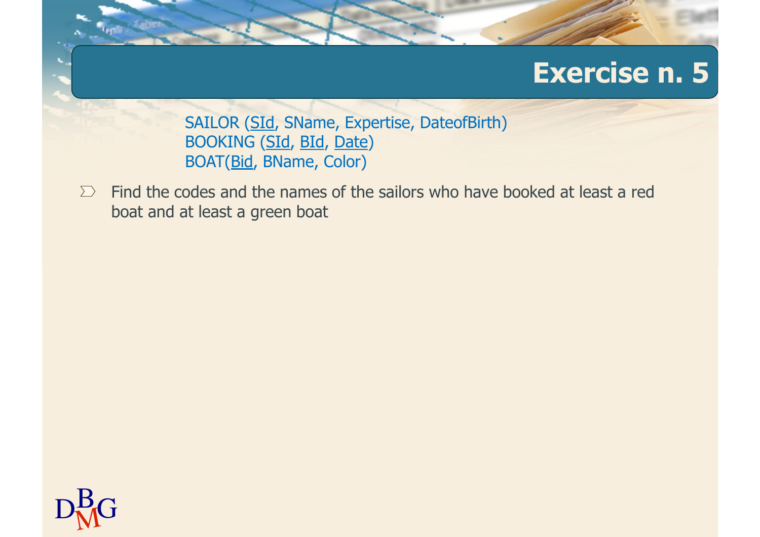# Exercise n. 5

SAILOR (<u>SId</u>, SName, Expertise, DateofBirth)
BOOKING (<u>SId</u>, <u>BId</u>, <u>Date</u>)
BOAT(<u>Bid</u>, BName, Color)

- Find the codes and the names of the sailors who have booked at least a red boat and at least a green boat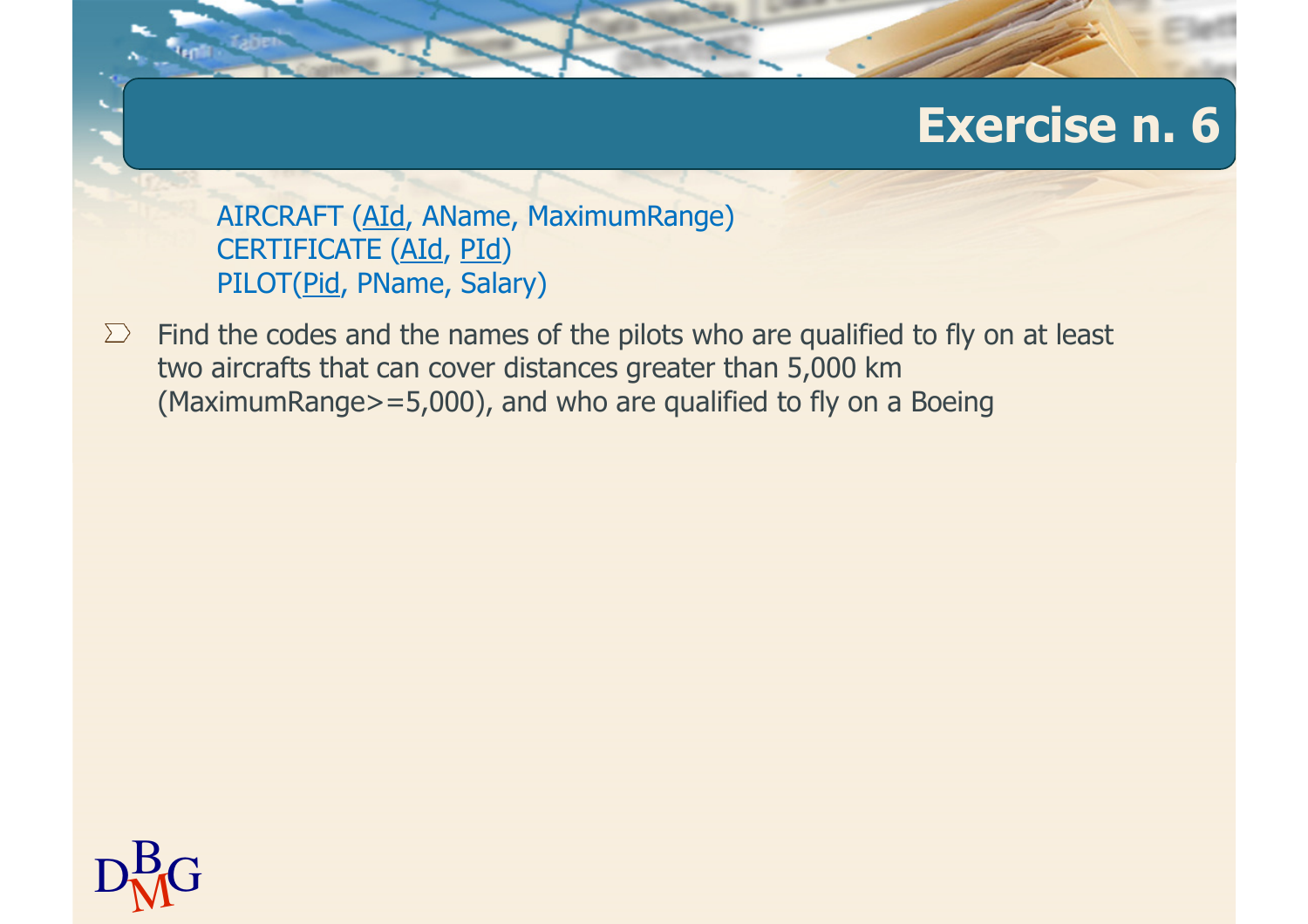# Exercise n. 6

AIRCRAFT (AId, AName, MaximumRange)
CERTIFICATE (AId, PId)
PILOT(Pid, PName, Salary)

- Find the codes and the names of the pilots who are qualified to fly on at least two aircrafts that can cover distances greater than 5,000 km (MaximumRange>=5,000), and who are qualified to fly on a Boeing